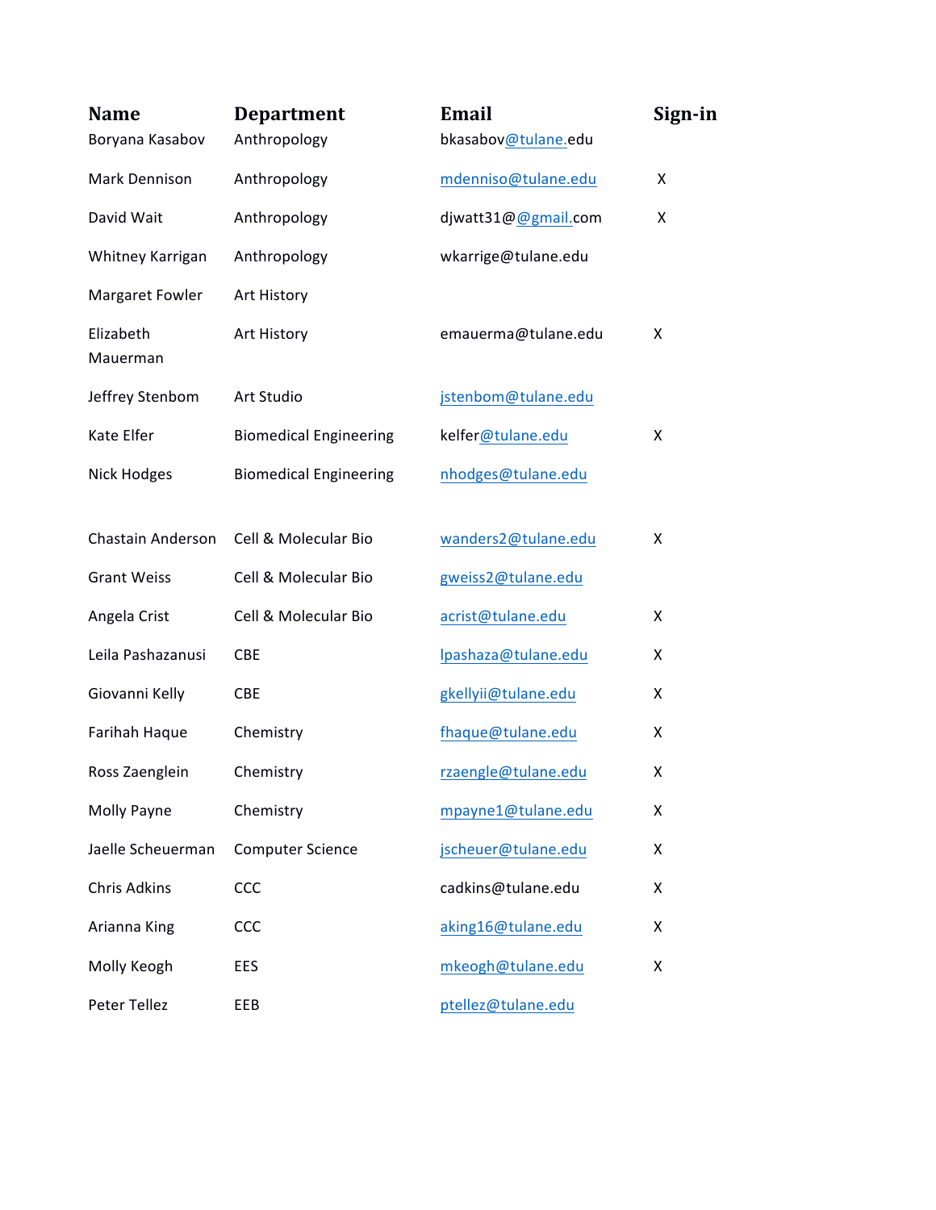| Name | Department | Email | Sign-in |
|---|---|---|---|
| Boryana Kasabov | Anthropology | bkasabov@tulane.edu | |
| Mark Dennison | Anthropology | mdenniso@tulane.edu | X |
| David Wait | Anthropology | djwatt31@@gmail.com | X |
| Whitney Karrigan | Anthropology | wkarrige@tulane.edu | |
| Margaret Fowler | Art History | | |
| Elizabeth Mauerman | Art History | emauerma@tulane.edu | X |
| Jeffrey Stenbom | Art Studio | jstenbom@tulane.edu | |
| Kate Elfer | Biomedical Engineering | kelfer@tulane.edu | X |
| Nick Hodges | Biomedical Engineering | nhodges@tulane.edu | |
| Chastain Anderson | Cell & Molecular Bio | wanders2@tulane.edu | X |
| Grant Weiss | Cell & Molecular Bio | gweiss2@tulane.edu | |
| Angela Crist | Cell & Molecular Bio | acrist@tulane.edu | X |
| Leila Pashazanusi | CBE | lpashaza@tulane.edu | X |
| Giovanni Kelly | CBE | gkellyii@tulane.edu | X |
| Farihah Haque | Chemistry | fhaque@tulane.edu | X |
| Ross Zaenglein | Chemistry | rzaengle@tulane.edu | X |
| Molly Payne | Chemistry | mpayne1@tulane.edu | X |
| Jaelle Scheuerman | Computer Science | jscheuer@tulane.edu | X |
| Chris Adkins | CCC | cadkins@tulane.edu | X |
| Arianna King | CCC | aking16@tulane.edu | X |
| Molly Keogh | EES | mkeogh@tulane.edu | X |
| Peter Tellez | EEB | ptellez@tulane.edu | |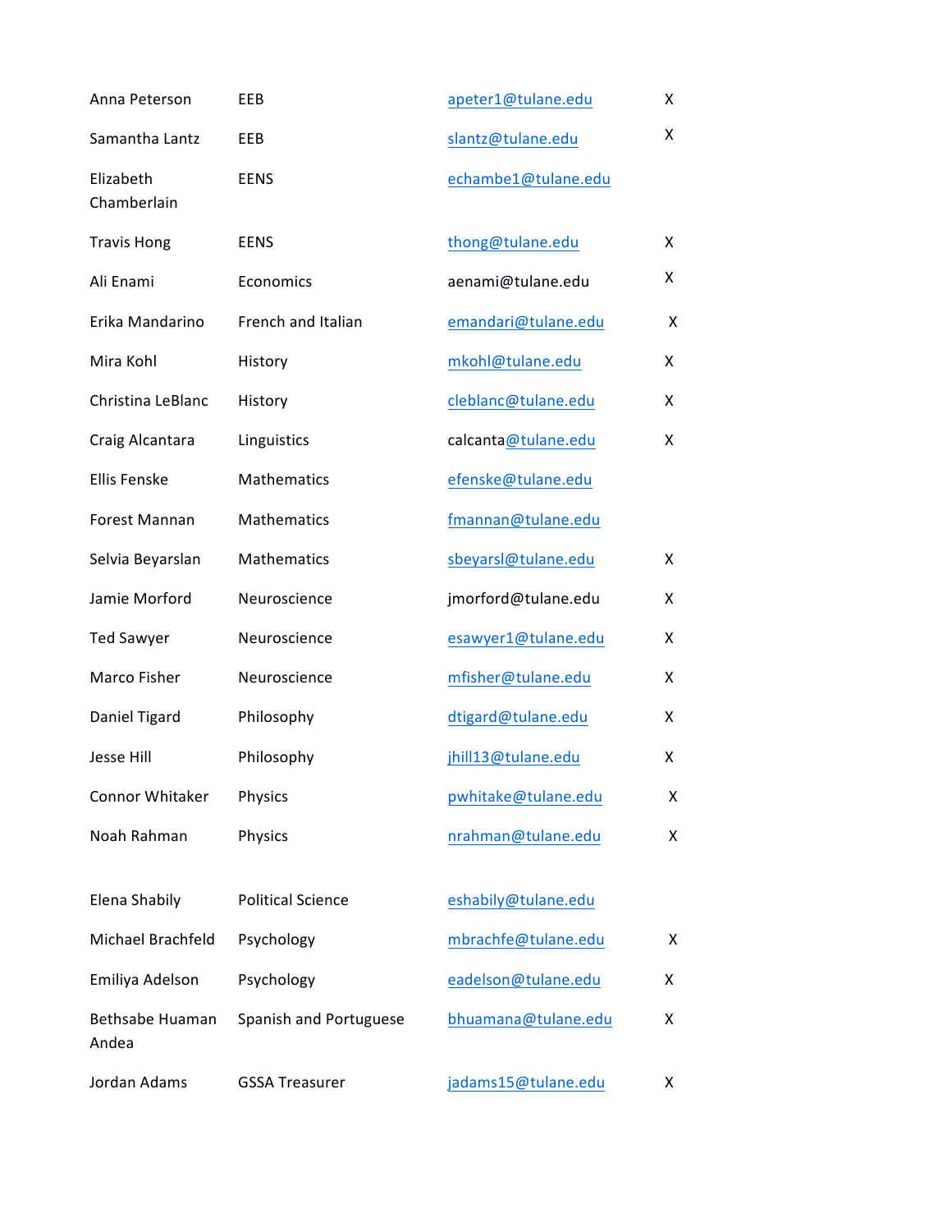| | | | |
|---|---|---|---|
| Anna Peterson | EEB | apeter1@tulane.edu | X |
| Samantha Lantz | EEB | slantz@tulane.edu | X |
| Elizabeth Chamberlain | EENS | echambe1@tulane.edu | |
| Travis Hong | EENS | thong@tulane.edu | X |
| Ali Enami | Economics | aenami@tulane.edu | X |
| Erika Mandarino | French and Italian | emandari@tulane.edu | X |
| Mira Kohl | History | mkohl@tulane.edu | X |
| Christina LeBlanc | History | cleblanc@tulane.edu | X |
| Craig Alcantara | Linguistics | calcanta@tulane.edu | X |
| Ellis Fenske | Mathematics | efenske@tulane.edu | |
| Forest Mannan | Mathematics | fmannan@tulane.edu | |
| Selvia Beyarslan | Mathematics | sbeyarsl@tulane.edu | X |
| Jamie Morford | Neuroscience | jmorford@tulane.edu | X |
| Ted Sawyer | Neuroscience | esawyer1@tulane.edu | X |
| Marco Fisher | Neuroscience | mfisher@tulane.edu | X |
| Daniel Tigard | Philosophy | dtigard@tulane.edu | X |
| Jesse Hill | Philosophy | jhill13@tulane.edu | X |
| Connor Whitaker | Physics | pwhitake@tulane.edu | X |
| Noah Rahman | Physics | nrahman@tulane.edu | X |
| Elena Shabily | Political Science | eshabily@tulane.edu | |
| Michael Brachfeld | Psychology | mbrachfe@tulane.edu | X |
| Emiliya Adelson | Psychology | eadelson@tulane.edu | X |
| Bethsabe Huaman Andea | Spanish and Portuguese | bhuamana@tulane.edu | X |
| Jordan Adams | GSSA Treasurer | jadams15@tulane.edu | X |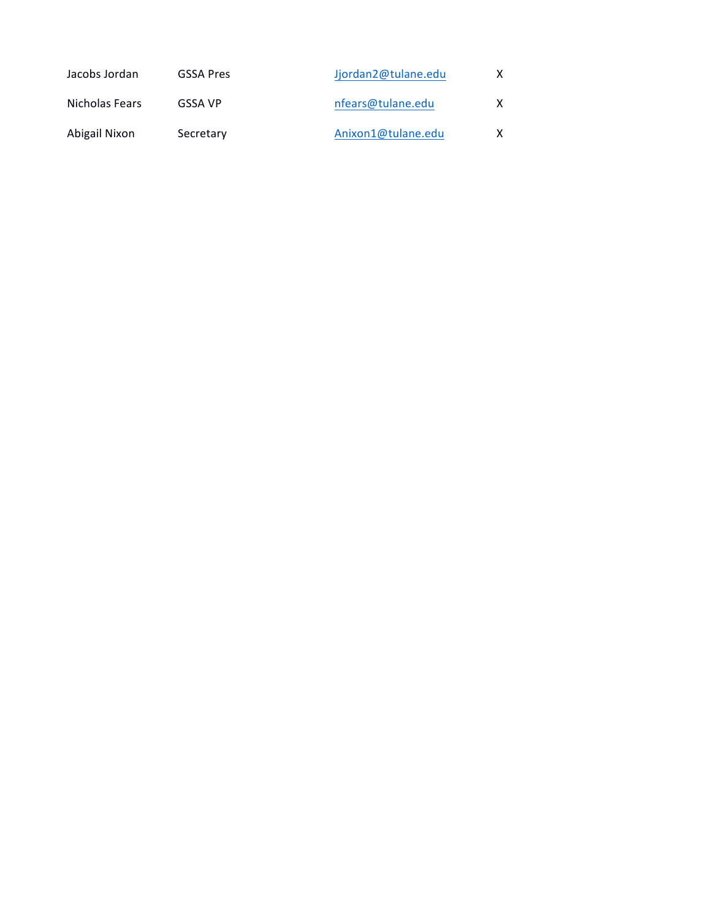| | | | |
|---|---|---|---|
| Jacobs Jordan | GSSA Pres | Jjordan2@tulane.edu | X |
| Nicholas Fears | GSSA VP | nfears@tulane.edu | X |
| Abigail Nixon | Secretary | Anixon1@tulane.edu | X |